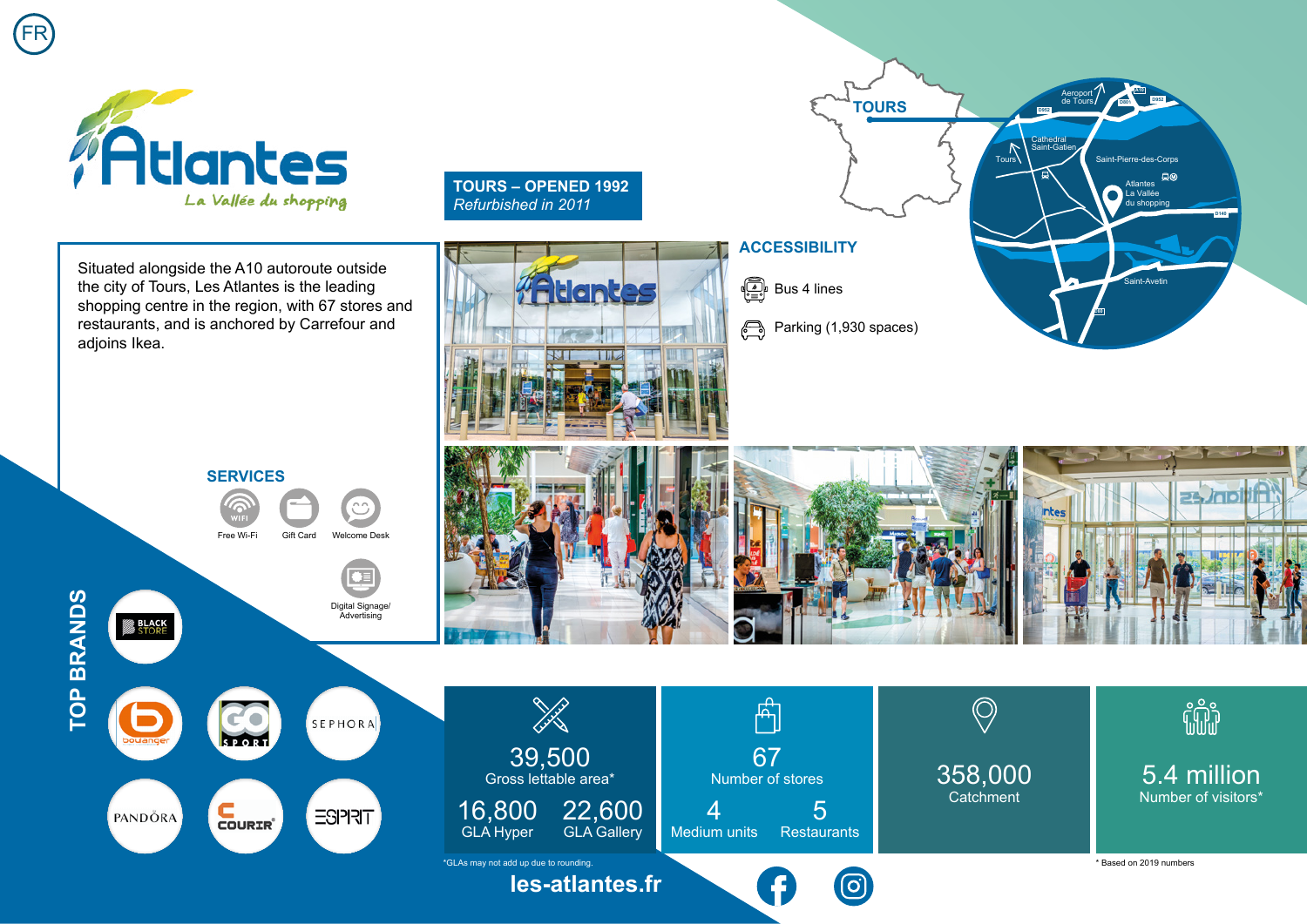FR

# Atlantes

*La Vallée du shopping*

## TOURS – OPENED 1992

*Refurbished in 2011*

Situated alongside the A10 autoroute outside the city of Tours, Les Atlantes is the leading shopping centre in the region, with 67 stores and restaurants, and is anchored by Carrefour and adjoins Ikea.

## ACCESSIBILITY

- Bus 4 lines
- Parking (1,930 spaces)

TOURS

Aeroport de Tours

Cathedral Saint-Gatien

Tours

Saint-Pierre-des-Corps

Atlantes La Vallée du shopping

Saint-Avetin

## SERVICES

- Free Wi-Fi
- Gift Card
- Welcome Desk
- Digital Signage/Advertising

## TOP BRANDS

Black Store, Boulanger, Go Sport, Sephora, Pandora, Courir, Esprit

| 39,500 Gross lettable area* | 67 Number of stores | 358,000 Catchment | 5.4 million Number of visitors* |
|---|---|---|---|
| 16,800 GLA Hyper / 22,600 GLA Gallery | 4 Medium units / 5 Restaurants | | |

*GLAs may not add up due to rounding.

* Based on 2019 numbers

**les-atlantes.fr**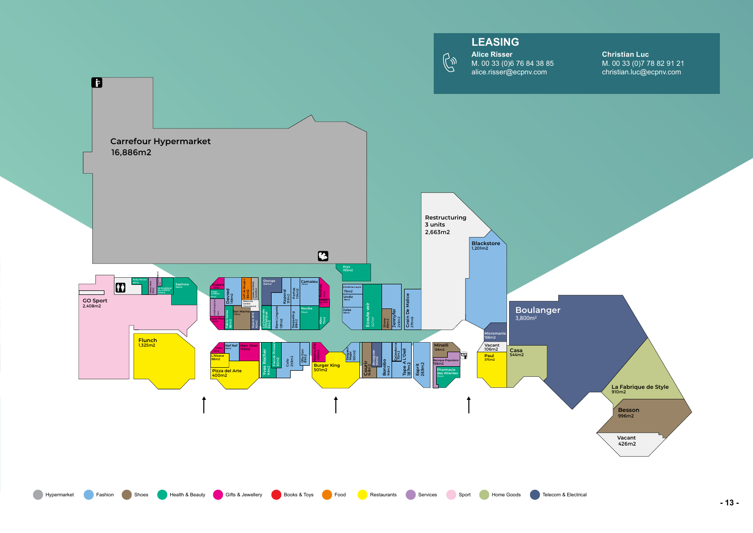## LEASING

**Alice Risser**
M. 00 33 (0)6 76 84 38 85
alice.risser@ecpnv.com

**Christian Luc**
M. 00 33 (0)7 78 82 91 21
christian.luc@ecpnv.com

Carrefour Hypermarket
16,886m2

Restructuring
3 units
2,663m2

Blackstore
1,201m2

Krys
195m2

GO Sport
2,408m2

Sephora

Flunch
1,325m2

Claire's

Devred
188m2

Orange
162m2

Camaïeu

Kaporal

Parfois
104m2

San Marina

Nocibe

Etam Lingerie
181m2

Dagobling
89m2

Christine Laure
75m2

Undiz

Jules

Ecoute voir
327m2

Jennyfer
243m2

Grain De Malice
270m2

Micromania
156m2

Vacant
106m2

Paul
375m2

Boulanger
3,800m²

Casa
544m2

La Fabrique de Style
910m2

Besson
996m2

Vacant
426m2

Naf Naf

L'Alsace
98m2

Pizza del Arte
400m2

Yves Rocher

Burger King
501m2

Courir
148m2

Bonobo
149m2

Tape A L'Oeil
187m2

Esprit
263m2

Minelli
126m2

Banque Populaire
156m2

Pharmacie des Atlantes

Hypermarket | Fashion | Shoes | Health & Beauty | Gifts & Jewellery | Books & Toys | Food | Restaurants | Services | Sport | Home Goods | Telecom & Electrical